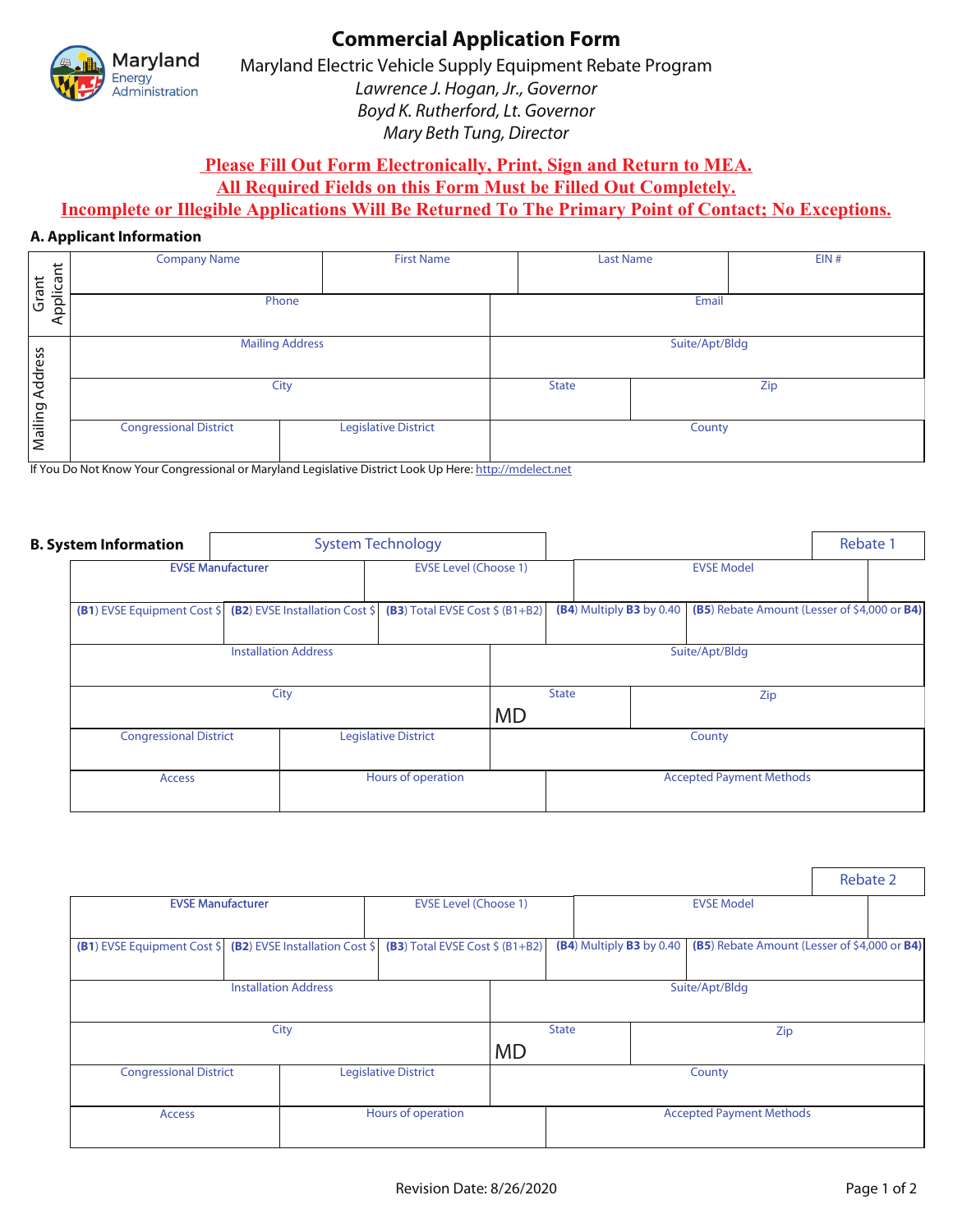# Commercial Application Form

Maryland Electric Vehicle Supply Equipment Rebate Program

*Lawrence J. Hogan, Jr., Governor*

*Boyd K. Rutherford, Lt. Governor*

*Mary Beth Tung, Director*

**Please Fill Out Form Electronically, Print, Sign and Return to MEA.**

**All Required Fields on this Form Must be Filled Out Completely.**

**Incomplete or Illegible Applications Will Be Returned To The Primary Point of Contact; No Exceptions.**

## A. Applicant Information

| | | | | |
|---|---|---|---|---|
| Grant Applicant | Company Name | First Name | Last Name | EIN # |
| | Phone | | Email | |
| Mailing Address | Mailing Address | | Suite/Apt/Bldg | |
| | City | | State | Zip |
| | Congressional District | Legislative District | County | |

If You Do Not Know Your Congressional or Maryland Legislative District Look Up Here: http://mdelect.net

## B. System Information

System Technology

**Rebate 1**

| | | | | |
|---|---|---|---|---|
| EVSE Manufacturer | | EVSE Level (Choose 1) | EVSE Model | |
| (B1) EVSE Equipment Cost $ | (B2) EVSE Installation Cost $ | (B3) Total EVSE Cost $ (B1+B2) | (B4) Multiply B3 by 0.40 | (B5) Rebate Amount (Lesser of $4,000 or B4) |
| Installation Address | | | Suite/Apt/Bldg | |
| City | | | State MD | Zip |
| Congressional District | Legislative District | | County | |
| Access | Hours of operation | | Accepted Payment Methods | |

**Rebate 2**

| | | | | |
|---|---|---|---|---|
| EVSE Manufacturer | | EVSE Level (Choose 1) | EVSE Model | |
| (B1) EVSE Equipment Cost $ | (B2) EVSE Installation Cost $ | (B3) Total EVSE Cost $ (B1+B2) | (B4) Multiply B3 by 0.40 | (B5) Rebate Amount (Lesser of $4,000 or B4) |
| Installation Address | | | Suite/Apt/Bldg | |
| City | | | State MD | Zip |
| Congressional District | Legislative District | | County | |
| Access | Hours of operation | | Accepted Payment Methods | |

Revision Date: 8/26/2020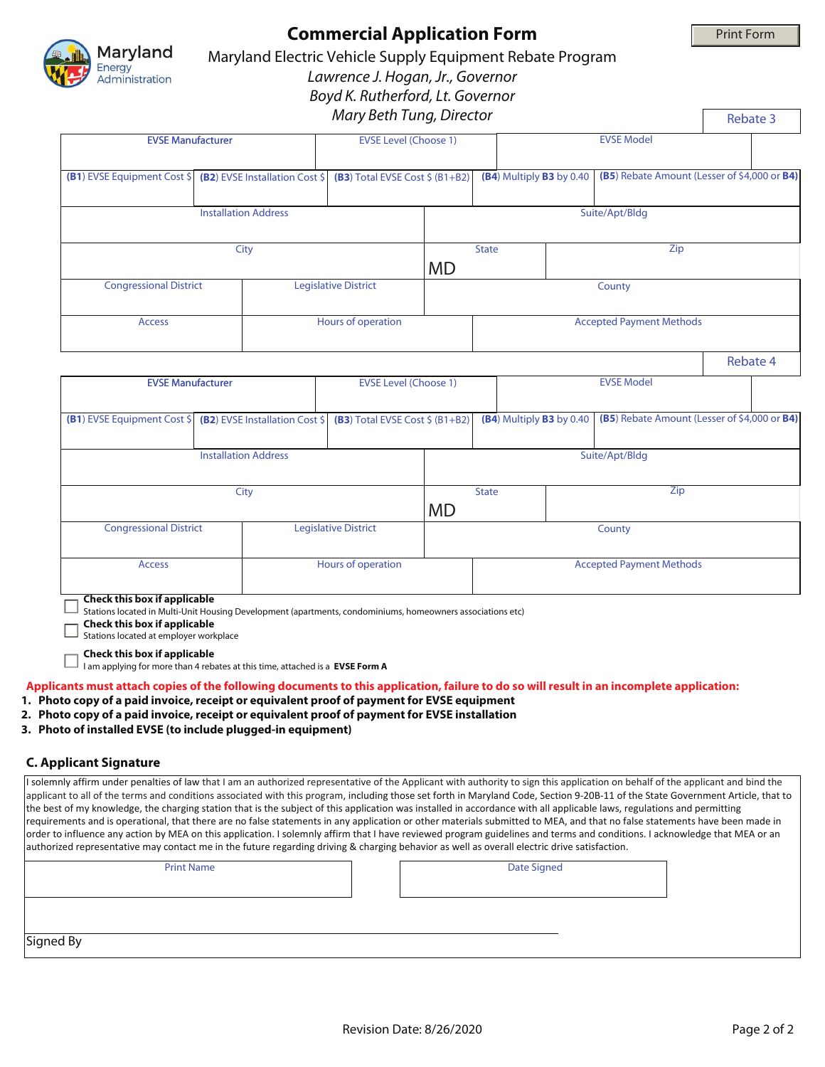# Commercial Application Form

Maryland Electric Vehicle Supply Equipment Rebate Program

*Lawrence J. Hogan, Jr., Governor*

*Boyd K. Rutherford, Lt. Governor*

*Mary Beth Tung, Director*

Maryland Energy Administration

Print Form

## Rebate 3

| EVSE Manufacturer | EVSE Level (Choose 1) | EVSE Model | | |
|---|---|---|---|---|
| | | | | |

| (B1) EVSE Equipment Cost $ | (B2) EVSE Installation Cost $ | (B3) Total EVSE Cost $ (B1+B2) | (B4) Multiply B3 by 0.40 | (B5) Rebate Amount (Lesser of $4,000 or B4) |
|---|---|---|---|---|
| | | | | |

| Installation Address | Suite/Apt/Bldg |
|---|---|
| | |

| City | State | Zip |
|---|---|---|
| | MD | |

| Congressional District | Legislative District | County |
|---|---|---|
| | | |

| Access | Hours of operation | Accepted Payment Methods |
|---|---|---|
| | | |

## Rebate 4

| EVSE Manufacturer | EVSE Level (Choose 1) | EVSE Model | | |
|---|---|---|---|---|
| | | | | |

| (B1) EVSE Equipment Cost $ | (B2) EVSE Installation Cost $ | (B3) Total EVSE Cost $ (B1+B2) | (B4) Multiply B3 by 0.40 | (B5) Rebate Amount (Lesser of $4,000 or B4) |
|---|---|---|---|---|
| | | | | |

| Installation Address | Suite/Apt/Bldg |
|---|---|
| | |

| City | State | Zip |
|---|---|---|
| | MD | |

| Congressional District | Legislative District | County |
|---|---|---|
| | | |

| Access | Hours of operation | Accepted Payment Methods |
|---|---|---|
| | | |

☐ **Check this box if applicable**
Stations located in Multi-Unit Housing Development (apartments, condominiums, homeowners associations etc)

☐ **Check this box if applicable**
Stations located at employer workplace

☐ **Check this box if applicable**
I am applying for more than 4 rebates at this time, attached is a **EVSE Form A**

**Applicants must attach copies of the following documents to this application, failure to do so will result in an incomplete application:**

1. **Photo copy of a paid invoice, receipt or equivalent proof of payment for EVSE equipment**
2. **Photo copy of a paid invoice, receipt or equivalent proof of payment for EVSE installation**
3. **Photo of installed EVSE (to include plugged-in equipment)**

## C. Applicant Signature

I solemnly affirm under penalties of law that I am an authorized representative of the Applicant with authority to sign this application on behalf of the applicant and bind the applicant to all of the terms and conditions associated with this program, including those set forth in Maryland Code, Section 9-20B-11 of the State Government Article, that to the best of my knowledge, the charging station that is the subject of this application was installed in accordance with all applicable laws, regulations and permitting requirements and is operational, that there are no false statements in any application or other materials submitted to MEA, and that no false statements have been made in order to influence any action by MEA on this application. I solemnly affirm that I have reviewed program guidelines and terms and conditions. I acknowledge that MEA or an authorized representative may contact me in the future regarding driving & charging behavior as well as overall electric drive satisfaction.

| Print Name | Date Signed |
|---|---|
| | |

Signed By

Revision Date: 8/26/2020